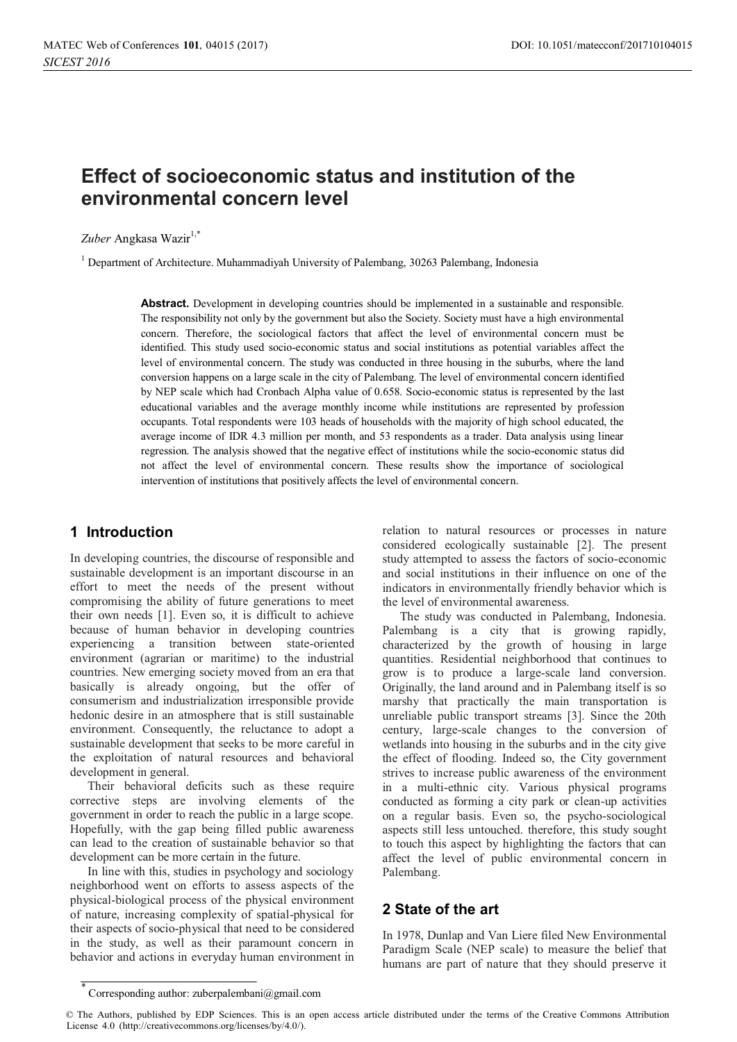# Effect of socioeconomic status and institution of the environmental concern level

*Zuber* Angkasa Wazir[1,*]

[1] Department of Architecture. Muhammadiyah University of Palembang, 30263 Palembang, Indonesia

**Abstract.** Development in developing countries should be implemented in a sustainable and responsible. The responsibility not only by the government but also the Society. Society must have a high environmental concern. Therefore, the sociological factors that affect the level of environmental concern must be identified. This study used socio-economic status and social institutions as potential variables affect the level of environmental concern. The study was conducted in three housing in the suburbs, where the land conversion happens on a large scale in the city of Palembang. The level of environmental concern identified by NEP scale which had Cronbach Alpha value of 0.658. Socio-economic status is represented by the last educational variables and the average monthly income while institutions are represented by profession occupants. Total respondents were 103 heads of households with the majority of high school educated, the average income of IDR 4.3 million per month, and 53 respondents as a trader. Data analysis using linear regression. The analysis showed that the negative effect of institutions while the socio-economic status did not affect the level of environmental concern. These results show the importance of sociological intervention of institutions that positively affects the level of environmental concern.

## 1 Introduction

In developing countries, the discourse of responsible and sustainable development is an important discourse in an effort to meet the needs of the present without compromising the ability of future generations to meet their own needs [1]. Even so, it is difficult to achieve because of human behavior in developing countries experiencing a transition between state-oriented environment (agrarian or maritime) to the industrial countries. New emerging society moved from an era that basically is already ongoing, but the offer of consumerism and industrialization irresponsible provide hedonic desire in an atmosphere that is still sustainable environment. Consequently, the reluctance to adopt a sustainable development that seeks to be more careful in the exploitation of natural resources and behavioral development in general.

Their behavioral deficits such as these require corrective steps are involving elements of the government in order to reach the public in a large scope. Hopefully, with the gap being filled public awareness can lead to the creation of sustainable behavior so that development can be more certain in the future.

In line with this, studies in psychology and sociology neighborhood went on efforts to assess aspects of the physical-biological process of the physical environment of nature, increasing complexity of spatial-physical for their aspects of socio-physical that need to be considered in the study, as well as their paramount concern in behavior and actions in everyday human environment in relation to natural resources or processes in nature considered ecologically sustainable [2]. The present study attempted to assess the factors of socio-economic and social institutions in their influence on one of the indicators in environmentally friendly behavior which is the level of environmental awareness.

The study was conducted in Palembang, Indonesia. Palembang is a city that is growing rapidly, characterized by the growth of housing in large quantities. Residential neighborhood that continues to grow is to produce a large-scale land conversion. Originally, the land around and in Palembang itself is so marshy that practically the main transportation is unreliable public transport streams [3]. Since the 20th century, large-scale changes to the conversion of wetlands into housing in the suburbs and in the city give the effect of flooding. Indeed so, the City government strives to increase public awareness of the environment in a multi-ethnic city. Various physical programs conducted as forming a city park or clean-up activities on a regular basis. Even so, the psycho-sociological aspects still less untouched. therefore, this study sought to touch this aspect by highlighting the factors that can affect the level of public environmental concern in Palembang.

## 2 State of the art

In 1978, Dunlap and Van Liere filed New Environmental Paradigm Scale (NEP scale) to measure the belief that humans are part of nature that they should preserve it

[*] Corresponding author: zuberpalembani@gmail.com

© The Authors, published by EDP Sciences. This is an open access article distributed under the terms of the Creative Commons Attribution License 4.0 (http://creativecommons.org/licenses/by/4.0/).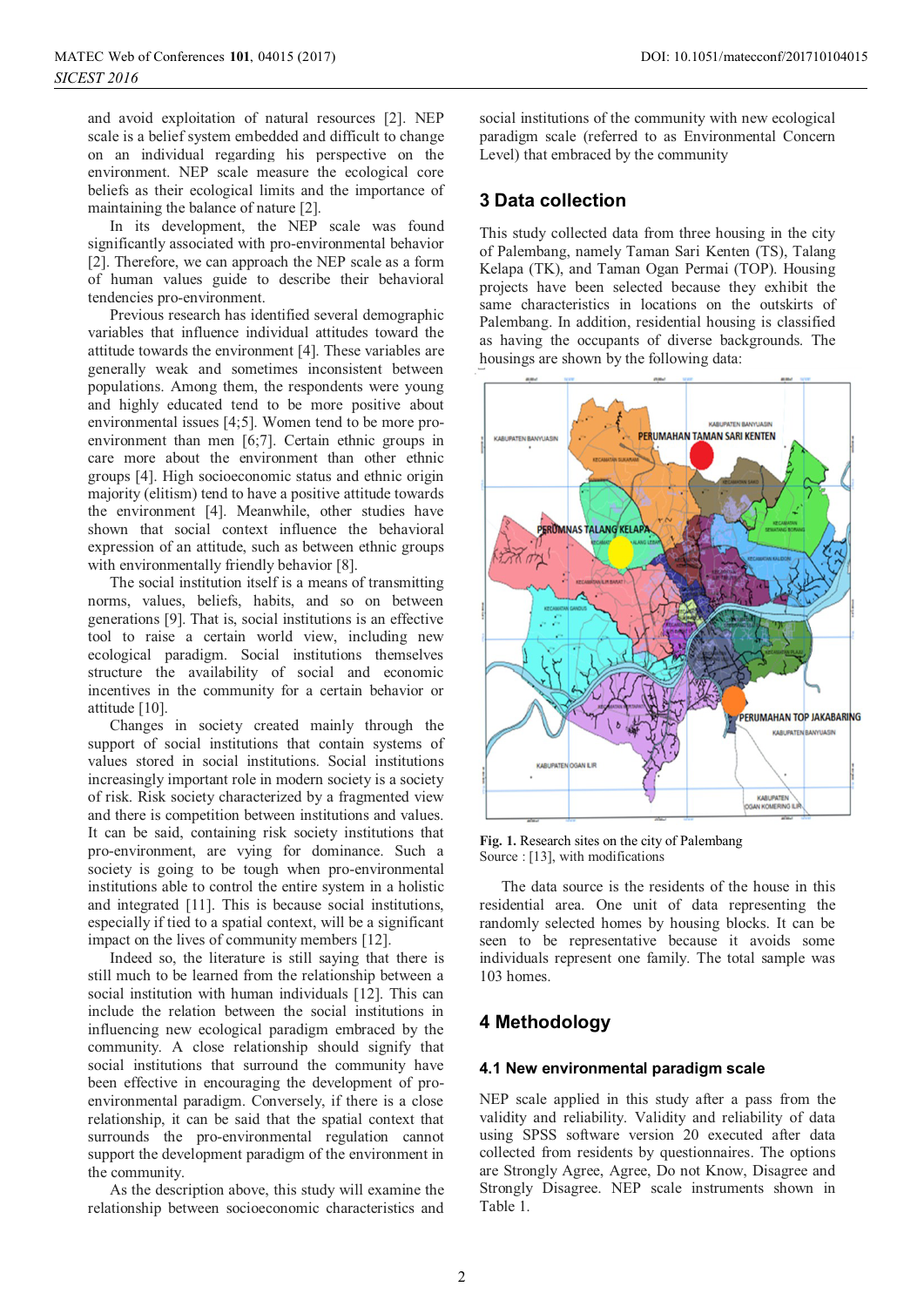and avoid exploitation of natural resources [2]. NEP scale is a belief system embedded and difficult to change on an individual regarding his perspective on the environment. NEP scale measure the ecological core beliefs as their ecological limits and the importance of maintaining the balance of nature [2].

In its development, the NEP scale was found significantly associated with pro-environmental behavior [2]. Therefore, we can approach the NEP scale as a form of human values guide to describe their behavioral tendencies pro-environment.

Previous research has identified several demographic variables that influence individual attitudes toward the attitude towards the environment [4]. These variables are generally weak and sometimes inconsistent between populations. Among them, the respondents were young and highly educated tend to be more positive about environmental issues [4;5]. Women tend to be more pro-environment than men [6;7]. Certain ethnic groups in care more about the environment than other ethnic groups [4]. High socioeconomic status and ethnic origin majority (elitism) tend to have a positive attitude towards the environment [4]. Meanwhile, other studies have shown that social context influence the behavioral expression of an attitude, such as between ethnic groups with environmentally friendly behavior [8].

The social institution itself is a means of transmitting norms, values, beliefs, habits, and so on between generations [9]. That is, social institutions is an effective tool to raise a certain world view, including new ecological paradigm. Social institutions themselves structure the availability of social and economic incentives in the community for a certain behavior or attitude [10].

Changes in society created mainly through the support of social institutions that contain systems of values stored in social institutions. Social institutions increasingly important role in modern society is a society of risk. Risk society characterized by a fragmented view and there is competition between institutions and values. It can be said, containing risk society institutions that pro-environment, are vying for dominance. Such a society is going to be tough when pro-environmental institutions able to control the entire system in a holistic and integrated [11]. This is because social institutions, especially if tied to a spatial context, will be a significant impact on the lives of community members [12].

Indeed so, the literature is still saying that there is still much to be learned from the relationship between a social institution with human individuals [12]. This can include the relation between the social institutions in influencing new ecological paradigm embraced by the community. A close relationship should signify that social institutions that surround the community have been effective in encouraging the development of pro-environmental paradigm. Conversely, if there is a close relationship, it can be said that the spatial context that surrounds the pro-environmental regulation cannot support the development paradigm of the environment in the community.

As the description above, this study will examine the relationship between socioeconomic characteristics and social institutions of the community with new ecological paradigm scale (referred to as Environmental Concern Level) that embraced by the community

## 3 Data collection

This study collected data from three housing in the city of Palembang, namely Taman Sari Kenten (TS), Talang Kelapa (TK), and Taman Ogan Permai (TOP). Housing projects have been selected because they exhibit the same characteristics in locations on the outskirts of Palembang. In addition, residential housing is classified as having the occupants of diverse backgrounds. The housings are shown by the following data:

**Fig. 1.** Research sites on the city of Palembang
Source : [13], with modifications

The data source is the residents of the house in this residential area. One unit of data representing the randomly selected homes by housing blocks. It can be seen to be representative because it avoids some individuals represent one family. The total sample was 103 homes.

## 4 Methodology

### 4.1 New environmental paradigm scale

NEP scale applied in this study after a pass from the validity and reliability. Validity and reliability of data using SPSS software version 20 executed after data collected from residents by questionnaires. The options are Strongly Agree, Agree, Do not Know, Disagree and Strongly Disagree. NEP scale instruments shown in Table 1.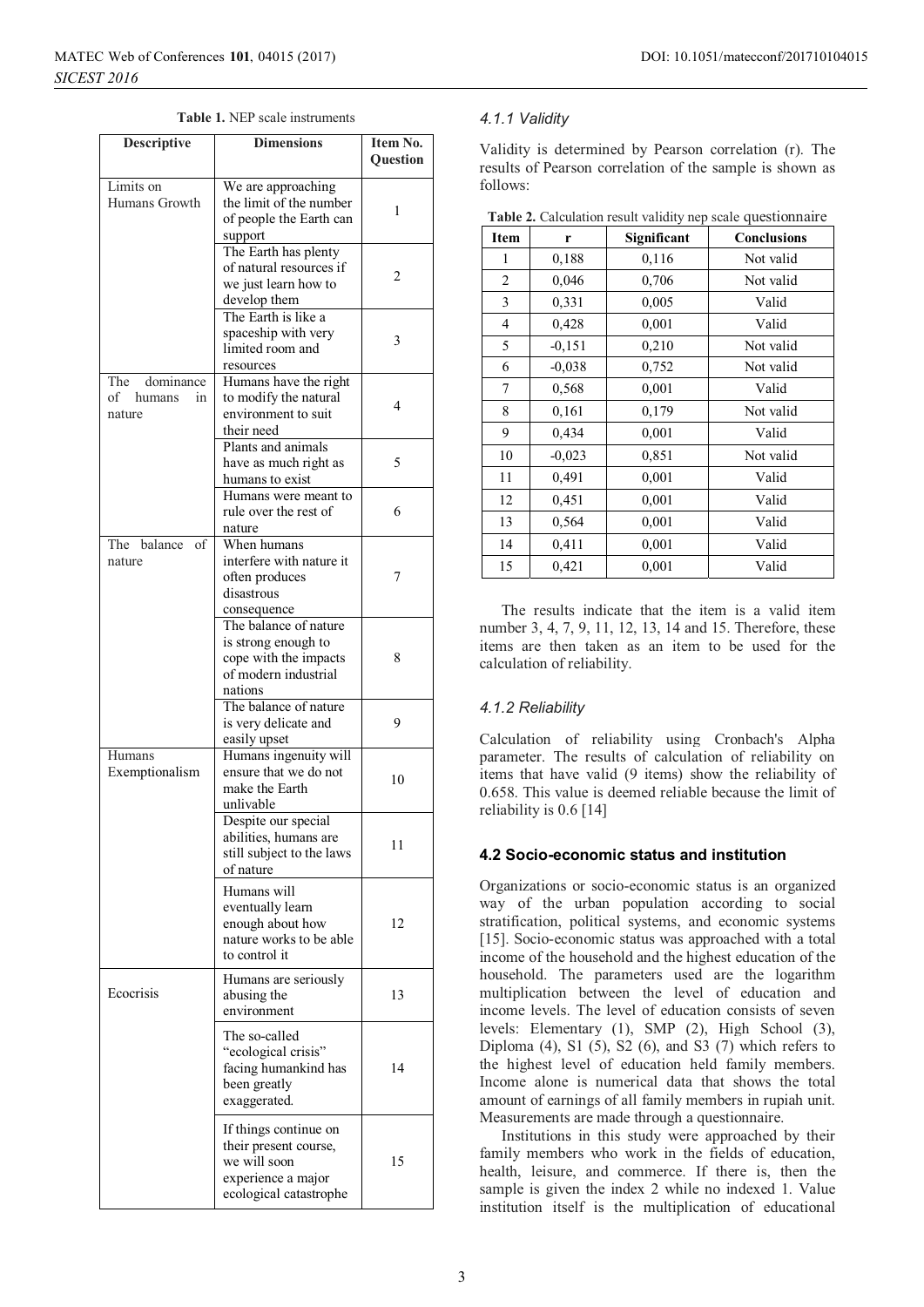**Table 1.** NEP scale instruments

| Descriptive | Dimensions | Item No. Question |
|---|---|---|
| Limits on Humans Growth | We are approaching the limit of the number of people the Earth can support | 1 |
| | The Earth has plenty of natural resources if we just learn how to develop them | 2 |
| | The Earth is like a spaceship with very limited room and resources | 3 |
| The dominance of humans in nature | Humans have the right to modify the natural environment to suit their need | 4 |
| | Plants and animals have as much right as humans to exist | 5 |
| | Humans were meant to rule over the rest of nature | 6 |
| The balance of nature | When humans interfere with nature it often produces disastrous consequence | 7 |
| | The balance of nature is strong enough to cope with the impacts of modern industrial nations | 8 |
| | The balance of nature is very delicate and easily upset | 9 |
| Humans Exemptionalism | Humans ingenuity will ensure that we do not make the Earth unlivable | 10 |
| | Despite our special abilities, humans are still subject to the laws of nature | 11 |
| | Humans will eventually learn enough about how nature works to be able to control it | 12 |
| Ecocrisis | Humans are seriously abusing the environment | 13 |
| | The so-called "ecological crisis" facing humankind has been greatly exaggerated. | 14 |
| | If things continue on their present course, we will soon experience a major ecological catastrophe | 15 |

#### *4.1.1 Validity*

Validity is determined by Pearson correlation (r). The results of Pearson correlation of the sample is shown as follows:

**Table 2.** Calculation result validity nep scale questionnaire

| Item | r | Significant | Conclusions |
|---|---|---|---|
| 1 | 0,188 | 0,116 | Not valid |
| 2 | 0,046 | 0,706 | Not valid |
| 3 | 0,331 | 0,005 | Valid |
| 4 | 0,428 | 0,001 | Valid |
| 5 | -0,151 | 0,210 | Not valid |
| 6 | -0,038 | 0,752 | Not valid |
| 7 | 0,568 | 0,001 | Valid |
| 8 | 0,161 | 0,179 | Not valid |
| 9 | 0,434 | 0,001 | Valid |
| 10 | -0,023 | 0,851 | Not valid |
| 11 | 0,491 | 0,001 | Valid |
| 12 | 0,451 | 0,001 | Valid |
| 13 | 0,564 | 0,001 | Valid |
| 14 | 0,411 | 0,001 | Valid |
| 15 | 0,421 | 0,001 | Valid |

The results indicate that the item is a valid item number 3, 4, 7, 9, 11, 12, 13, 14 and 15. Therefore, these items are then taken as an item to be used for the calculation of reliability.

#### *4.1.2 Reliability*

Calculation of reliability using Cronbach's Alpha parameter. The results of calculation of reliability on items that have valid (9 items) show the reliability of 0.658. This value is deemed reliable because the limit of reliability is 0.6 [14]

### 4.2 Socio-economic status and institution

Organizations or socio-economic status is an organized way of the urban population according to social stratification, political systems, and economic systems [15]. Socio-economic status was approached with a total income of the household and the highest education of the household. The parameters used are the logarithm multiplication between the level of education and income levels. The level of education consists of seven levels: Elementary (1), SMP (2), High School (3), Diploma (4), S1 (5), S2 (6), and S3 (7) which refers to the highest level of education held family members. Income alone is numerical data that shows the total amount of earnings of all family members in rupiah unit. Measurements are made through a questionnaire.

Institutions in this study were approached by their family members who work in the fields of education, health, leisure, and commerce. If there is, then the sample is given the index 2 while no indexed 1. Value institution itself is the multiplication of educational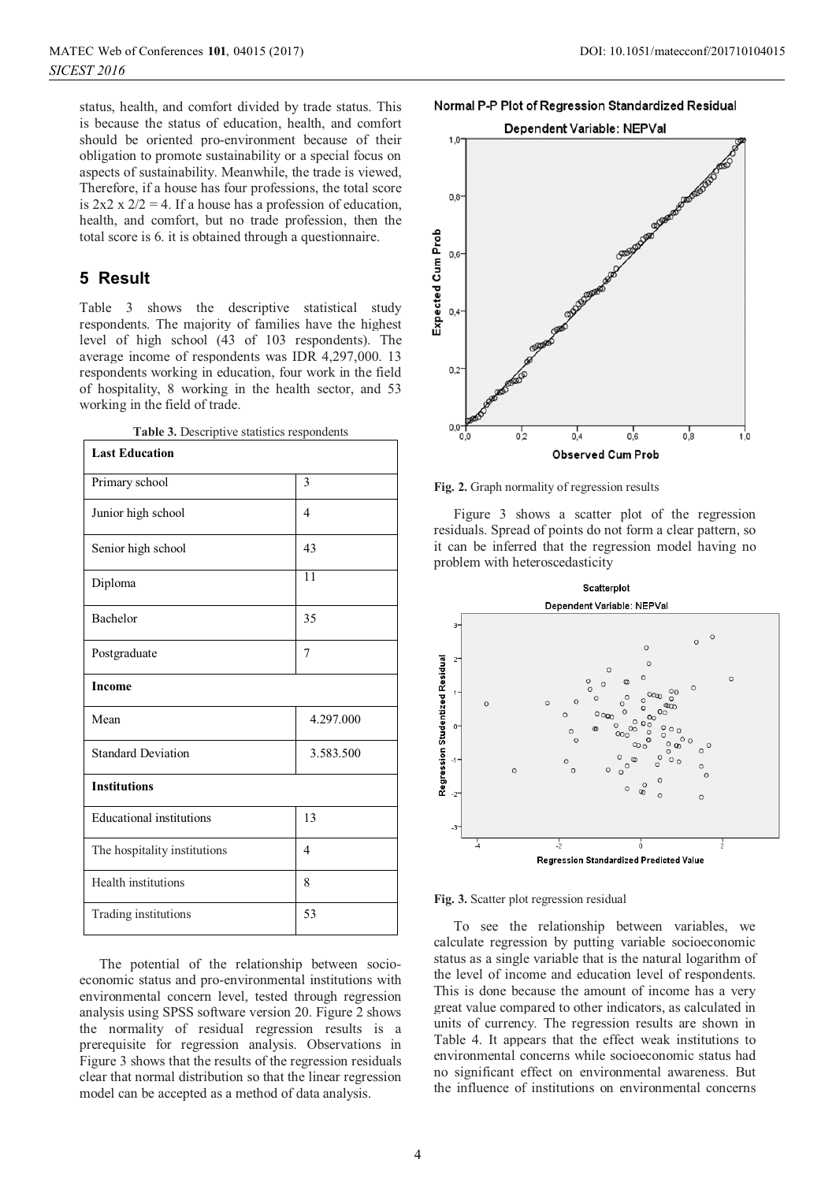status, health, and comfort divided by trade status. This is because the status of education, health, and comfort should be oriented pro-environment because of their obligation to promote sustainability or a special focus on aspects of sustainability. Meanwhile, the trade is viewed, Therefore, if a house has four professions, the total score is 2x2 x 2/2 = 4. If a house has a profession of education, health, and comfort, but no trade profession, then the total score is 6. it is obtained through a questionnaire.

## 5 Result

Table 3 shows the descriptive statistical study respondents. The majority of families have the highest level of high school (43 of 103 respondents). The average income of respondents was IDR 4,297,000. 13 respondents working in education, four work in the field of hospitality, 8 working in the health sector, and 53 working in the field of trade.

**Table 3.** Descriptive statistics respondents

| **Last Education** | |
|---|---|
| Primary school | 3 |
| Junior high school | 4 |
| Senior high school | 43 |
| Diploma | 11 |
| Bachelor | 35 |
| Postgraduate | 7 |
| **Income** | |
| Mean | 4.297.000 |
| Standard Deviation | 3.583.500 |
| **Institutions** | |
| Educational institutions | 13 |
| The hospitality institutions | 4 |
| Health institutions | 8 |
| Trading institutions | 53 |

The potential of the relationship between socio-economic status and pro-environmental institutions with environmental concern level, tested through regression analysis using SPSS software version 20. Figure 2 shows the normality of residual regression results is a prerequisite for regression analysis. Observations in Figure 3 shows that the results of the regression residuals clear that normal distribution so that the linear regression model can be accepted as a method of data analysis.

**Fig. 2.** Graph normality of regression results

Figure 3 shows a scatter plot of the regression residuals. Spread of points do not form a clear pattern, so it can be inferred that the regression model having no problem with heteroscedasticity

**Fig. 3.** Scatter plot regression residual

To see the relationship between variables, we calculate regression by putting variable socioeconomic status as a single variable that is the natural logarithm of the level of income and education level of respondents. This is done because the amount of income has a very great value compared to other indicators, as calculated in units of currency. The regression results are shown in Table 4. It appears that the effect weak institutions to environmental concerns while socioeconomic status had no significant effect on environmental awareness. But the influence of institutions on environmental concerns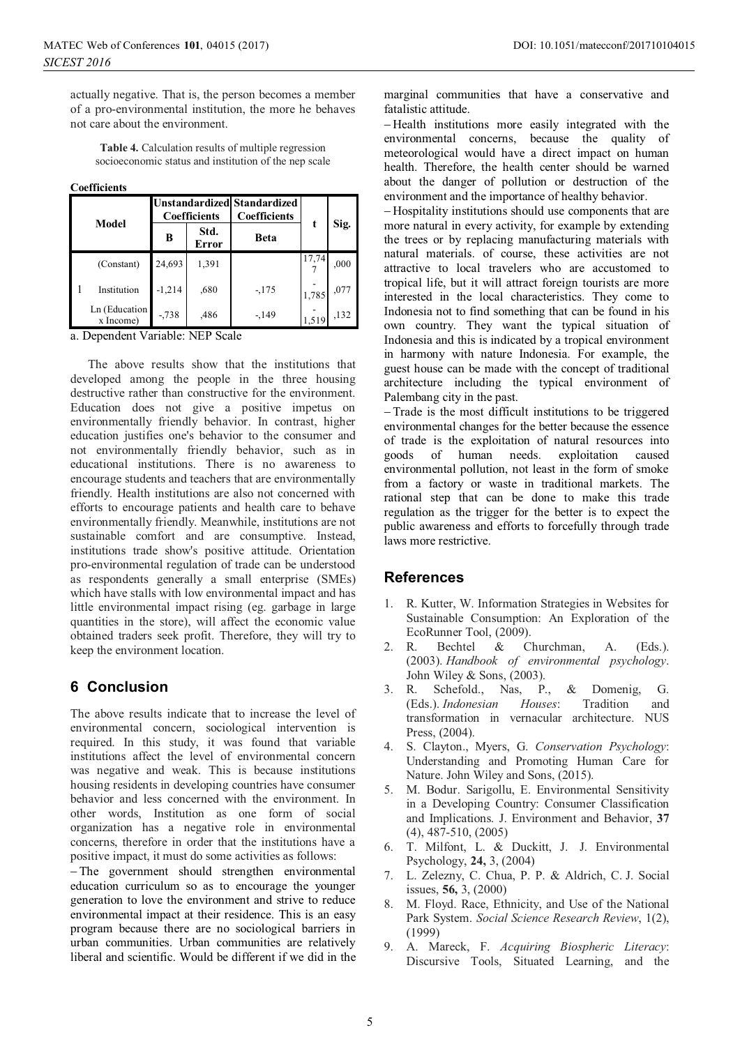actually negative. That is, the person becomes a member of a pro-environmental institution, the more he behaves not care about the environment.

**Table 4.** Calculation results of multiple regression socioeconomic status and institution of the nep scale

**Coefficients**

| Model | | Unstandardized Coefficients | | Standardized Coefficients | t | Sig. |
|---|---|---|---|---|---|---|
| | | B | Std. Error | Beta | | |
| 1 | (Constant) | 24,693 | 1,391 | | 17,747 | ,000 |
| | Institution | -1,214 | ,680 | -,175 | -1,785 | ,077 |
| | Ln (Education x Income) | -,738 | ,486 | -,149 | -1,519 | ,132 |

a. Dependent Variable: NEP Scale

The above results show that the institutions that developed among the people in the three housing destructive rather than constructive for the environment. Education does not give a positive impetus on environmentally friendly behavior. In contrast, higher education justifies one's behavior to the consumer and not environmentally friendly behavior, such as in educational institutions. There is no awareness to encourage students and teachers that are environmentally friendly. Health institutions are also not concerned with efforts to encourage patients and health care to behave environmentally friendly. Meanwhile, institutions are not sustainable comfort and are consumptive. Instead, institutions trade show's positive attitude. Orientation pro-environmental regulation of trade can be understood as respondents generally a small enterprise (SMEs) which have stalls with low environmental impact and has little environmental impact rising (eg. garbage in large quantities in the store), will affect the economic value obtained traders seek profit. Therefore, they will try to keep the environment location.

## 6 Conclusion

The above results indicate that to increase the level of environmental concern, sociological intervention is required. In this study, it was found that variable institutions affect the level of environmental concern was negative and weak. This is because institutions housing residents in developing countries have consumer behavior and less concerned with the environment. In other words, Institution as one form of social organization has a negative role in environmental concerns, therefore in order that the institutions have a positive impact, it must do some activities as follows:

- The government should strengthen environmental education curriculum so as to encourage the younger generation to love the environment and strive to reduce environmental impact at their residence. This is an easy program because there are no sociological barriers in urban communities. Urban communities are relatively liberal and scientific. Would be different if we did in the marginal communities that have a conservative and fatalistic attitude.
- Health institutions more easily integrated with the environmental concerns, because the quality of meteorological would have a direct impact on human health. Therefore, the health center should be warned about the danger of pollution or destruction of the environment and the importance of healthy behavior.
- Hospitality institutions should use components that are more natural in every activity, for example by extending the trees or by replacing manufacturing materials with natural materials. of course, these activities are not attractive to local travelers who are accustomed to tropical life, but it will attract foreign tourists are more interested in the local characteristics. They come to Indonesia not to find something that can be found in his own country. They want the typical situation of Indonesia and this is indicated by a tropical environment in harmony with nature Indonesia. For example, the guest house can be made with the concept of traditional architecture including the typical environment of Palembang city in the past.
- Trade is the most difficult institutions to be triggered environmental changes for the better because the essence of trade is the exploitation of natural resources into goods of human needs. exploitation caused environmental pollution, not least in the form of smoke from a factory or waste in traditional markets. The rational step that can be done to make this trade regulation as the trigger for the better is to expect the public awareness and efforts to forcefully through trade laws more restrictive.

## References

1. R. Kutter, W. Information Strategies in Websites for Sustainable Consumption: An Exploration of the EcoRunner Tool, (2009).
2. R. Bechtel & Churchman, A. (Eds.). (2003). *Handbook of environmental psychology*. John Wiley & Sons, (2003).
3. R. Schefold., Nas, P., & Domenig, G. (Eds.). *Indonesian Houses*: Tradition and transformation in vernacular architecture. NUS Press, (2004).
4. S. Clayton., Myers, G. *Conservation Psychology*: Understanding and Promoting Human Care for Nature. John Wiley and Sons, (2015).
5. M. Bodur. Sarigollu, E. Environmental Sensitivity in a Developing Country: Consumer Classification and Implications. J. Environment and Behavior, **37** (4), 487-510, (2005)
6. T. Milfont, L. & Duckitt, J. J. Environmental Psychology, **24,** 3, (2004)
7. L. Zelezny, C. Chua, P. P. & Aldrich, C. J. Social issues, **56,** 3, (2000)
8. M. Floyd. Race, Ethnicity, and Use of the National Park System. *Social Science Research Review*, 1(2), (1999)
9. A. Mareck, F. *Acquiring Biospheric Literacy*: Discursive Tools, Situated Learning, and the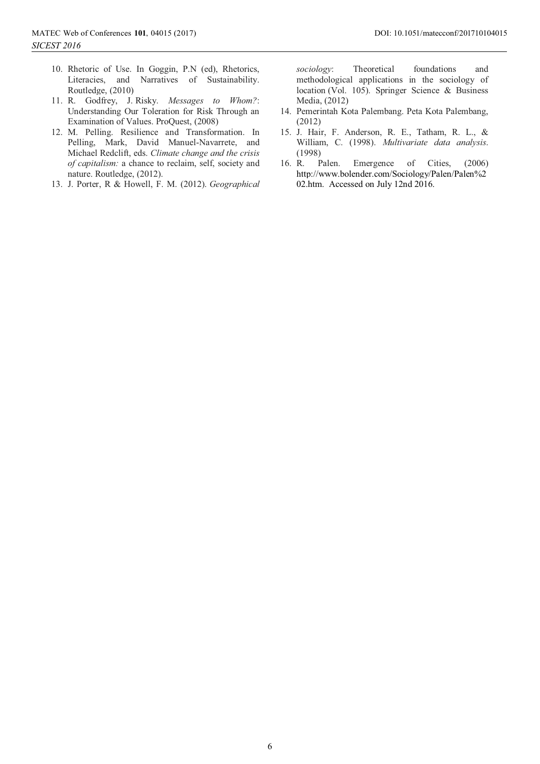10. Rhetoric of Use. In Goggin, P.N (ed), Rhetorics, Literacies, and Narratives of Sustainability. Routledge, (2010)
11. R. Godfrey, J. Risky. *Messages to Whom?*: Understanding Our Toleration for Risk Through an Examination of Values. ProQuest, (2008)
12. M. Pelling. Resilience and Transformation. In Pelling, Mark, David Manuel-Navarrete, and Michael Redclift, eds. *Climate change and the crisis of capitalism:* a chance to reclaim, self, society and nature. Routledge, (2012).
13. J. Porter, R & Howell, F. M. (2012). *Geographical sociology*: Theoretical foundations and methodological applications in the sociology of location (Vol. 105). Springer Science & Business Media, (2012)
14. Pemerintah Kota Palembang. Peta Kota Palembang, (2012)
15. J. Hair, F. Anderson, R. E., Tatham, R. L., & William, C. (1998). *Multivariate data analysis*. (1998)
16. R. Palen. Emergence of Cities, (2006) http://www.bolender.com/Sociology/Palen/Palen%202.htm. Accessed on July 12nd 2016.